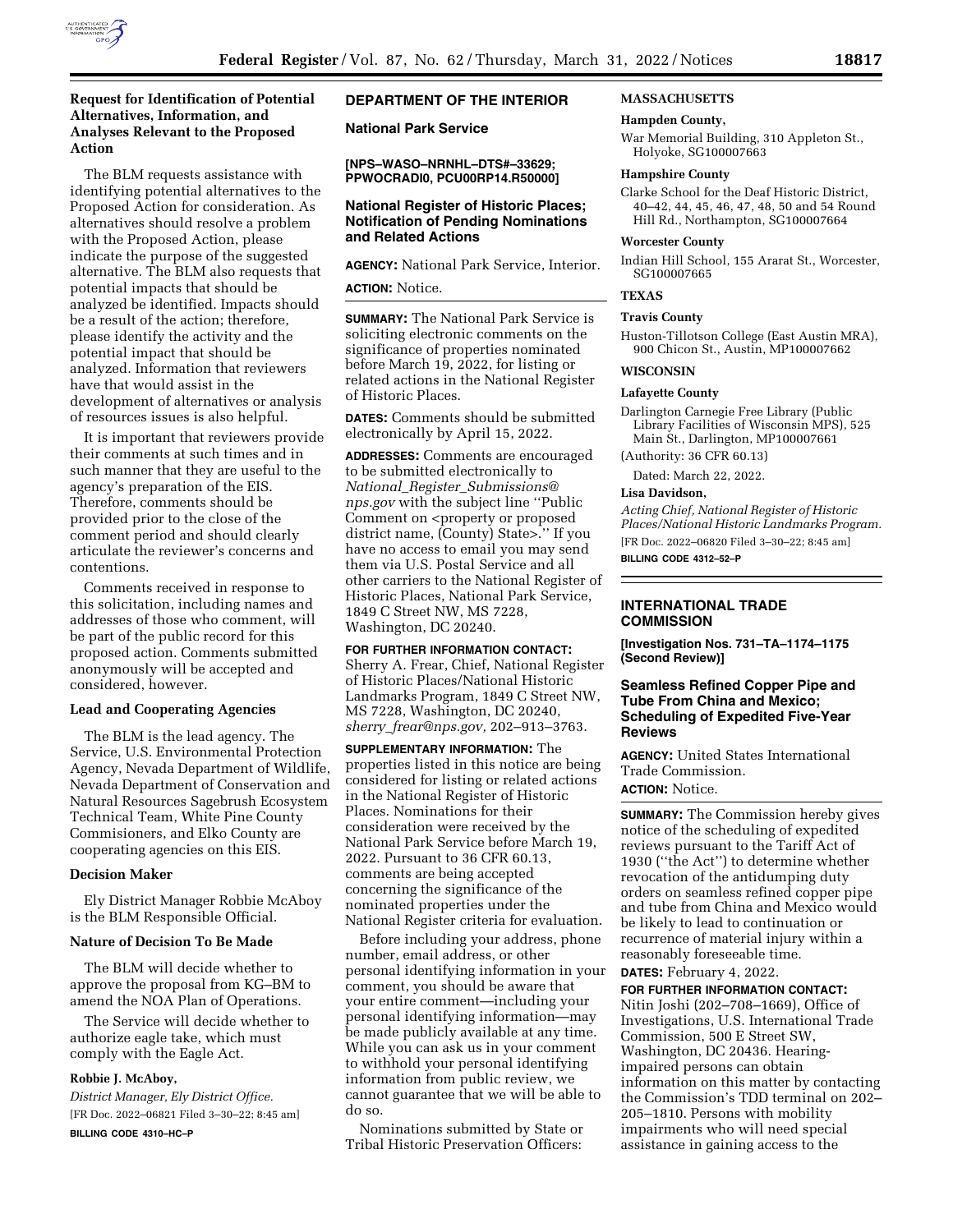### Request for Identification of Potential Alternatives, Information, and Analyses Relevant to the Proposed Action

The BLM requests assistance with identifying potential alternatives to the Proposed Action for consideration. As alternatives should resolve a problem with the Proposed Action, please indicate the purpose of the suggested alternative. The BLM also requests that potential impacts that should be analyzed be identified. Impacts should be a result of the action; therefore, please identify the activity and the potential impact that should be analyzed. Information that reviewers have that would assist in the development of alternatives or analysis of resources issues is also helpful.

It is important that reviewers provide their comments at such times and in such manner that they are useful to the agency's preparation of the EIS. Therefore, comments should be provided prior to the close of the comment period and should clearly articulate the reviewer's concerns and contentions.

Comments received in response to this solicitation, including names and addresses of those who comment, will be part of the public record for this proposed action. Comments submitted anonymously will be accepted and considered, however.

### Lead and Cooperating Agencies

The BLM is the lead agency. The Service, U.S. Environmental Protection Agency, Nevada Department of Wildlife, Nevada Department of Conservation and Natural Resources Sagebrush Ecosystem Technical Team, White Pine County Commisioners, and Elko County are cooperating agencies on this EIS.

### Decision Maker

Ely District Manager Robbie McAboy is the BLM Responsible Official.

### Nature of Decision To Be Made

The BLM will decide whether to approve the proposal from KG–BM to amend the NOA Plan of Operations.

The Service will decide whether to authorize eagle take, which must comply with the Eagle Act.

**Robbie J. McAboy,**

*District Manager, Ely District Office.*

[FR Doc. 2022–06821 Filed 3–30–22; 8:45 am]

**BILLING CODE 4310–HC–P**

## DEPARTMENT OF THE INTERIOR

### National Park Service

**[NPS–WASO–NRNHL–DTS#–33629; PPWOCRADI0, PCU00RP14.R50000]**

### National Register of Historic Places; Notification of Pending Nominations and Related Actions

**AGENCY:** National Park Service, Interior.

**ACTION:** Notice.

**SUMMARY:** The National Park Service is soliciting electronic comments on the significance of properties nominated before March 19, 2022, for listing or related actions in the National Register of Historic Places.

**DATES:** Comments should be submitted electronically by April 15, 2022.

**ADDRESSES:** Comments are encouraged to be submitted electronically to *National_Register_Submissions@nps.gov* with the subject line ''Public Comment on <property or proposed district name, (County) State>.'' If you have no access to email you may send them via U.S. Postal Service and all other carriers to the National Register of Historic Places, National Park Service, 1849 C Street NW, MS 7228, Washington, DC 20240.

**FOR FURTHER INFORMATION CONTACT:** Sherry A. Frear, Chief, National Register of Historic Places/National Historic Landmarks Program, 1849 C Street NW, MS 7228, Washington, DC 20240, *sherry_frear@nps.gov,* 202–913–3763.

**SUPPLEMENTARY INFORMATION:** The properties listed in this notice are being considered for listing or related actions in the National Register of Historic Places. Nominations for their consideration were received by the National Park Service before March 19, 2022. Pursuant to 36 CFR 60.13, comments are being accepted concerning the significance of the nominated properties under the National Register criteria for evaluation.

Before including your address, phone number, email address, or other personal identifying information in your comment, you should be aware that your entire comment—including your personal identifying information—may be made publicly available at any time. While you can ask us in your comment to withhold your personal identifying information from public review, we cannot guarantee that we will be able to do so.

Nominations submitted by State or Tribal Historic Preservation Officers:

**MASSACHUSETTS**

**Hampden County,**

War Memorial Building, 310 Appleton St., Holyoke, SG100007663

**Hampshire County**

Clarke School for the Deaf Historic District, 40–42, 44, 45, 46, 47, 48, 50 and 54 Round Hill Rd., Northampton, SG100007664

**Worcester County**

Indian Hill School, 155 Ararat St., Worcester, SG100007665

**TEXAS**

**Travis County**

Huston-Tillotson College (East Austin MRA), 900 Chicon St., Austin, MP100007662

**WISCONSIN**

**Lafayette County**

Darlington Carnegie Free Library (Public Library Facilities of Wisconsin MPS), 525 Main St., Darlington, MP100007661

(Authority: 36 CFR 60.13)

Dated: March 22, 2022.

**Lisa Davidson,**

*Acting Chief, National Register of Historic Places/National Historic Landmarks Program.*

[FR Doc. 2022–06820 Filed 3–30–22; 8:45 am]

**BILLING CODE 4312–52–P**

## INTERNATIONAL TRADE COMMISSION

**[Investigation Nos. 731–TA–1174–1175 (Second Review)]**

### Seamless Refined Copper Pipe and Tube From China and Mexico; Scheduling of Expedited Five-Year Reviews

**AGENCY:** United States International Trade Commission.

**ACTION:** Notice.

**SUMMARY:** The Commission hereby gives notice of the scheduling of expedited reviews pursuant to the Tariff Act of 1930 (''the Act'') to determine whether revocation of the antidumping duty orders on seamless refined copper pipe and tube from China and Mexico would be likely to lead to continuation or recurrence of material injury within a reasonably foreseeable time.

**DATES:** February 4, 2022.

**FOR FURTHER INFORMATION CONTACT:** Nitin Joshi (202–708–1669), Office of Investigations, U.S. International Trade Commission, 500 E Street SW, Washington, DC 20436. Hearing-impaired persons can obtain information on this matter by contacting the Commission's TDD terminal on 202–205–1810. Persons with mobility impairments who will need special assistance in gaining access to the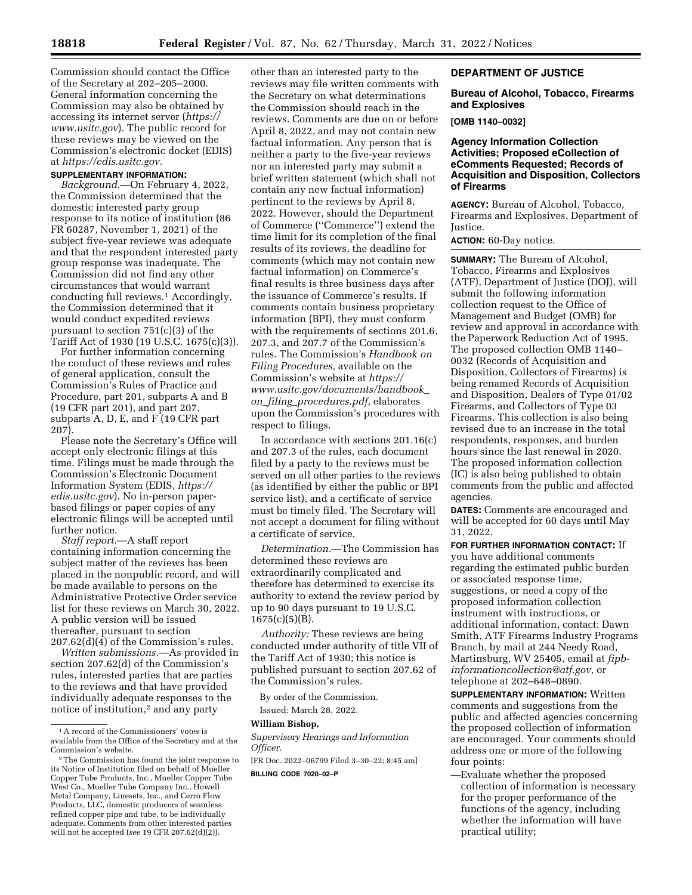Commission should contact the Office of the Secretary at 202–205–2000. General information concerning the Commission may also be obtained by accessing its internet server (*https://www.usitc.gov*). The public record for these reviews may be viewed on the Commission's electronic docket (EDIS) at *https://edis.usitc.gov.*

**SUPPLEMENTARY INFORMATION:**

*Background.*—On February 4, 2022, the Commission determined that the domestic interested party group response to its notice of institution (86 FR 60287, November 1, 2021) of the subject five-year reviews was adequate and that the respondent interested party group response was inadequate. The Commission did not find any other circumstances that would warrant conducting full reviews.[1] Accordingly, the Commission determined that it would conduct expedited reviews pursuant to section 751(c)(3) of the Tariff Act of 1930 (19 U.S.C. 1675(c)(3)).

For further information concerning the conduct of these reviews and rules of general application, consult the Commission's Rules of Practice and Procedure, part 201, subparts A and B (19 CFR part 201), and part 207, subparts A, D, E, and F (19 CFR part 207).

Please note the Secretary's Office will accept only electronic filings at this time. Filings must be made through the Commission's Electronic Document Information System (EDIS, *https://edis.usitc.gov*). No in-person paper-based filings or paper copies of any electronic filings will be accepted until further notice.

*Staff report.*—A staff report containing information concerning the subject matter of the reviews has been placed in the nonpublic record, and will be made available to persons on the Administrative Protective Order service list for these reviews on March 30, 2022. A public version will be issued thereafter, pursuant to section 207.62(d)(4) of the Commission's rules.

*Written submissions.*—As provided in section 207.62(d) of the Commission's rules, interested parties that are parties to the reviews and that have provided individually adequate responses to the notice of institution,[2] and any party other than an interested party to the reviews may file written comments with the Secretary on what determinations the Commission should reach in the reviews. Comments are due on or before April 8, 2022, and may not contain new factual information. Any person that is neither a party to the five-year reviews nor an interested party may submit a brief written statement (which shall not contain any new factual information) pertinent to the reviews by April 8, 2022. However, should the Department of Commerce (''Commerce'') extend the time limit for its completion of the final results of its reviews, the deadline for comments (which may not contain new factual information) on Commerce's final results is three business days after the issuance of Commerce's results. If comments contain business proprietary information (BPI), they must conform with the requirements of sections 201.6, 207.3, and 207.7 of the Commission's rules. The Commission's *Handbook on Filing Procedures,* available on the Commission's website at *https://www.usitc.gov/documents/handbook_on_filing_procedures.pdf,* elaborates upon the Commission's procedures with respect to filings.

In accordance with sections 201.16(c) and 207.3 of the rules, each document filed by a party to the reviews must be served on all other parties to the reviews (as identified by either the public or BPI service list), and a certificate of service must be timely filed. The Secretary will not accept a document for filing without a certificate of service.

*Determination.*—The Commission has determined these reviews are extraordinarily complicated and therefore has determined to exercise its authority to extend the review period by up to 90 days pursuant to 19 U.S.C. 1675(c)(5)(B).

*Authority:* These reviews are being conducted under authority of title VII of the Tariff Act of 1930; this notice is published pursuant to section 207.62 of the Commission's rules.

By order of the Commission.

Issued: March 28, 2022.

**William Bishop,**

*Supervisory Hearings and Information Officer.*

[FR Doc. 2022–06799 Filed 3–30–22; 8:45 am]

**BILLING CODE 7020–02–P**

[1] A record of the Commissioners' votes is available from the Office of the Secretary and at the Commission's website.

[2] The Commission has found the joint response to its Notice of Institution filed on behalf of Mueller Copper Tube Products, Inc., Mueller Copper Tube West Co., Mueller Tube Company Inc., Howell Metal Company, Linesets, Inc., and Cerro Flow Products, LLC, domestic producers of seamless refined copper pipe and tube, to be individually adequate. Comments from other interested parties will not be accepted (*see* 19 CFR 207.62(d)(2)).

## DEPARTMENT OF JUSTICE

### Bureau of Alcohol, Tobacco, Firearms and Explosives

**[OMB 1140–0032]**

### Agency Information Collection Activities; Proposed eCollection of eComments Requested; Records of Acquisition and Disposition, Collectors of Firearms

**AGENCY:** Bureau of Alcohol, Tobacco, Firearms and Explosives, Department of Justice.

**ACTION:** 60-Day notice.

**SUMMARY:** The Bureau of Alcohol, Tobacco, Firearms and Explosives (ATF), Department of Justice (DOJ), will submit the following information collection request to the Office of Management and Budget (OMB) for review and approval in accordance with the Paperwork Reduction Act of 1995. The proposed collection OMB 1140–0032 (Records of Acquisition and Disposition, Collectors of Firearms) is being renamed Records of Acquisition and Disposition, Dealers of Type 01/02 Firearms, and Collectors of Type 03 Firearms. This collection is also being revised due to an increase in the total respondents, responses, and burden hours since the last renewal in 2020. The proposed information collection (IC) is also being published to obtain comments from the public and affected agencies.

**DATES:** Comments are encouraged and will be accepted for 60 days until May 31, 2022.

**FOR FURTHER INFORMATION CONTACT:** If you have additional comments regarding the estimated public burden or associated response time, suggestions, or need a copy of the proposed information collection instrument with instructions, or additional information, contact: Dawn Smith, ATF Firearms Industry Programs Branch, by mail at 244 Needy Road, Martinsburg, WV 25405, email at *fipb-informationcollection@atf.gov*, or telephone at 202–648–0890.

**SUPPLEMENTARY INFORMATION:** Written comments and suggestions from the public and affected agencies concerning the proposed collection of information are encouraged. Your comments should address one or more of the following four points:

—Evaluate whether the proposed collection of information is necessary for the proper performance of the functions of the agency, including whether the information will have practical utility;